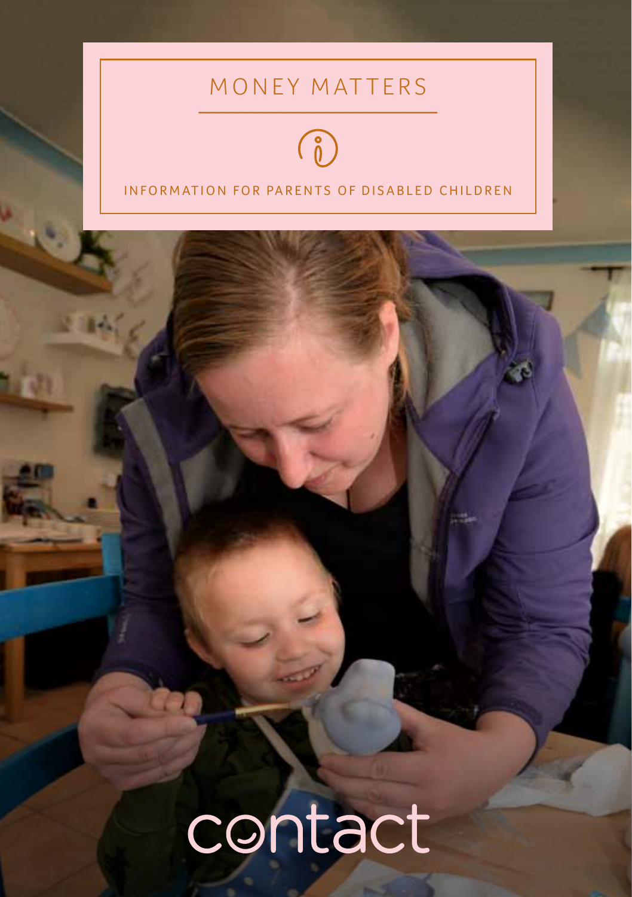# MONEY MATTERS

INFORMATION FOR PARENTS OF DISABLED CHILDREN

contact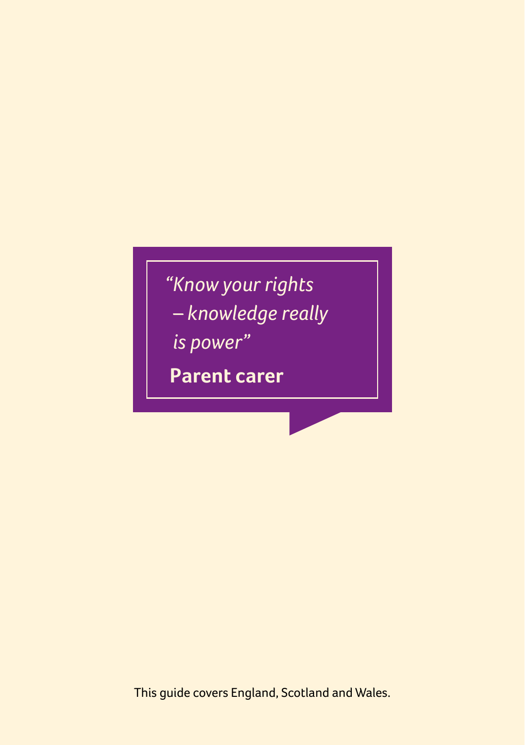*"Know your rights – knowledge really is power"*

**Parent carer**

This guide covers England, Scotland and Wales.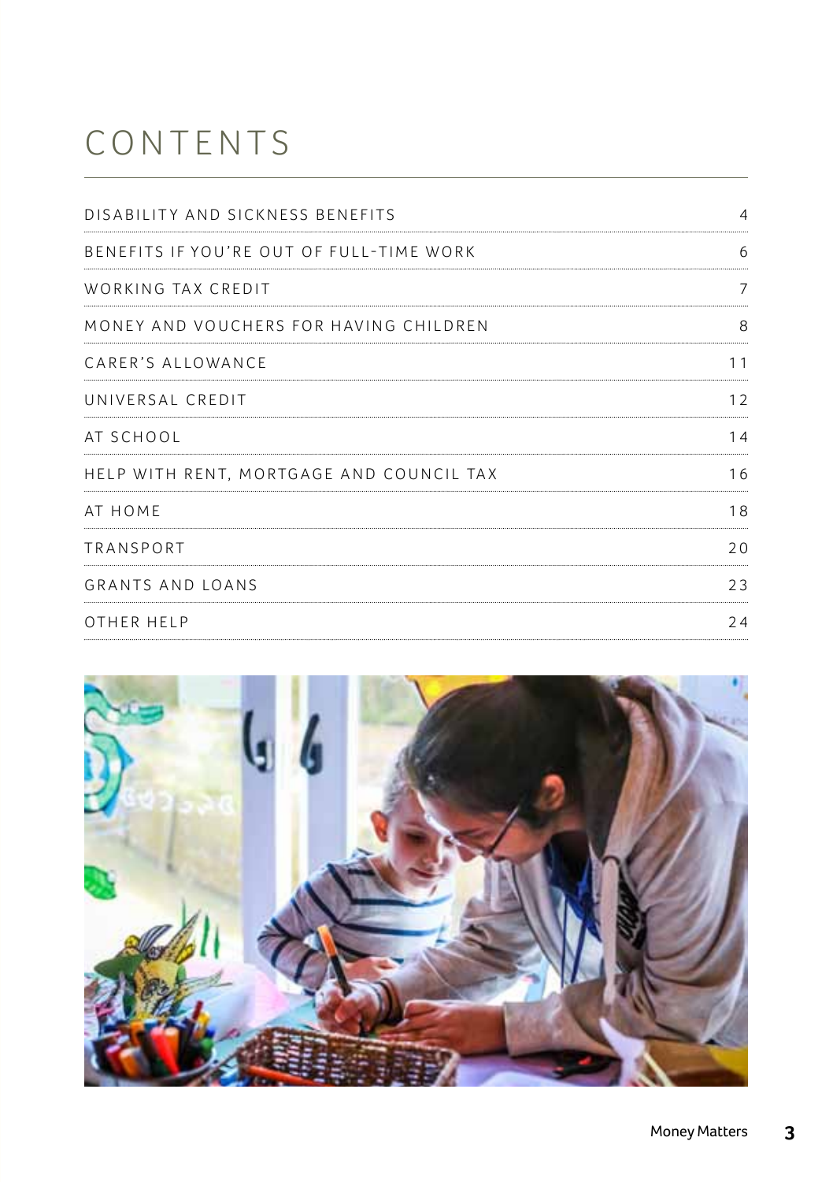# CONTENTS

| | |
|---|---|
| DISABILITY AND SICKNESS BENEFITS | 4 |
| BENEFITS IF YOU'RE OUT OF FULL-TIME WORK | 6 |
| WORKING TAX CREDIT | 7 |
| MONEY AND VOUCHERS FOR HAVING CHILDREN | 8 |
| CARER'S ALLOWANCE | 11 |
| UNIVERSAL CREDIT | 12 |
| AT SCHOOL | 14 |
| HELP WITH RENT, MORTGAGE AND COUNCIL TAX | 16 |
| AT HOME | 18 |
| TRANSPORT | 20 |
| GRANTS AND LOANS | 23 |
| OTHER HELP | 24 |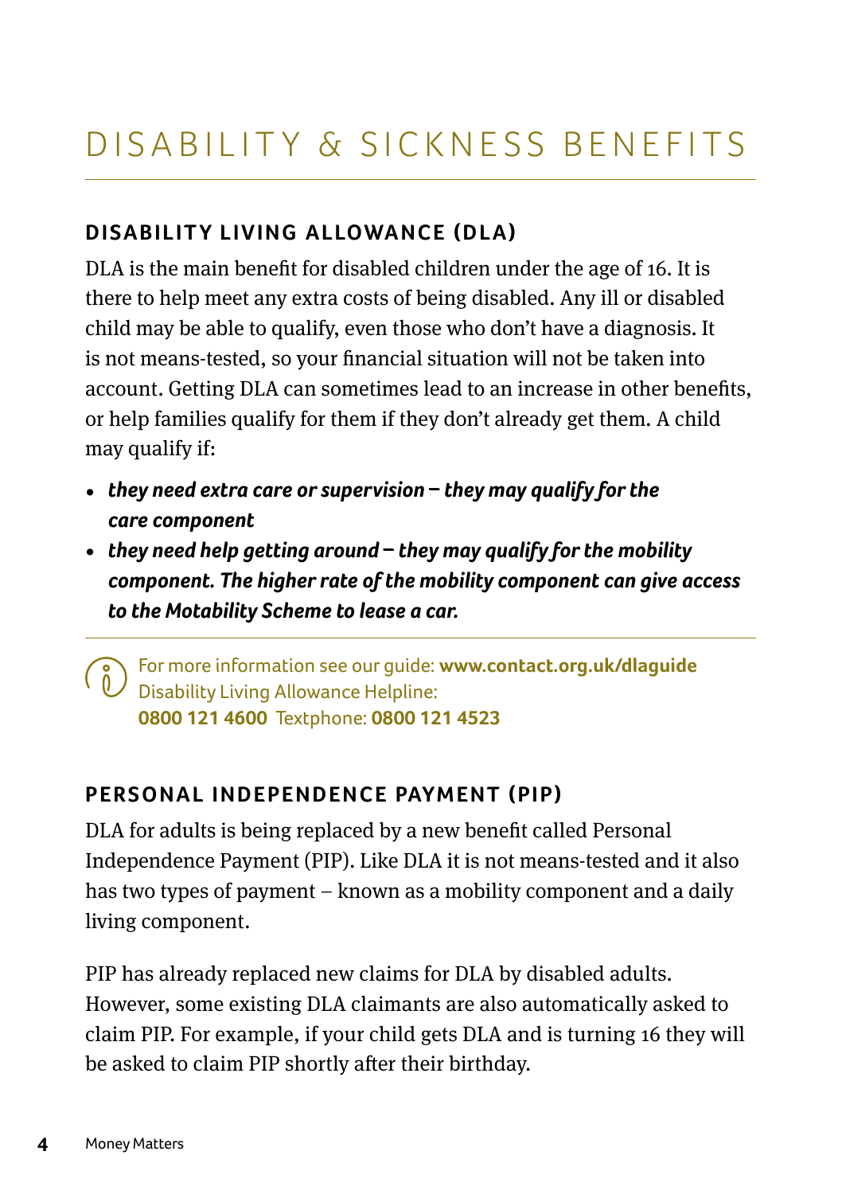# DISABILITY & SICKNESS BENEFITS

## DISABILITY LIVING ALLOWANCE (DLA)

DLA is the main benefit for disabled children under the age of 16. It is there to help meet any extra costs of being disabled. Any ill or disabled child may be able to qualify, even those who don't have a diagnosis. It is not means-tested, so your financial situation will not be taken into account. Getting DLA can sometimes lead to an increase in other benefits, or help families qualify for them if they don't already get them. A child may qualify if:

- ***they need extra care or supervision – they may qualify for the care component***
- ***they need help getting around – they may qualify for the mobility component. The higher rate of the mobility component can give access to the Motability Scheme to lease a car.***

For more information see our guide: **www.contact.org.uk/dlaguide**
Disability Living Allowance Helpline:
**0800 121 4600** Textphone: **0800 121 4523**

## PERSONAL INDEPENDENCE PAYMENT (PIP)

DLA for adults is being replaced by a new benefit called Personal Independence Payment (PIP). Like DLA it is not means-tested and it also has two types of payment – known as a mobility component and a daily living component.

PIP has already replaced new claims for DLA by disabled adults. However, some existing DLA claimants are also automatically asked to claim PIP. For example, if your child gets DLA and is turning 16 they will be asked to claim PIP shortly after their birthday.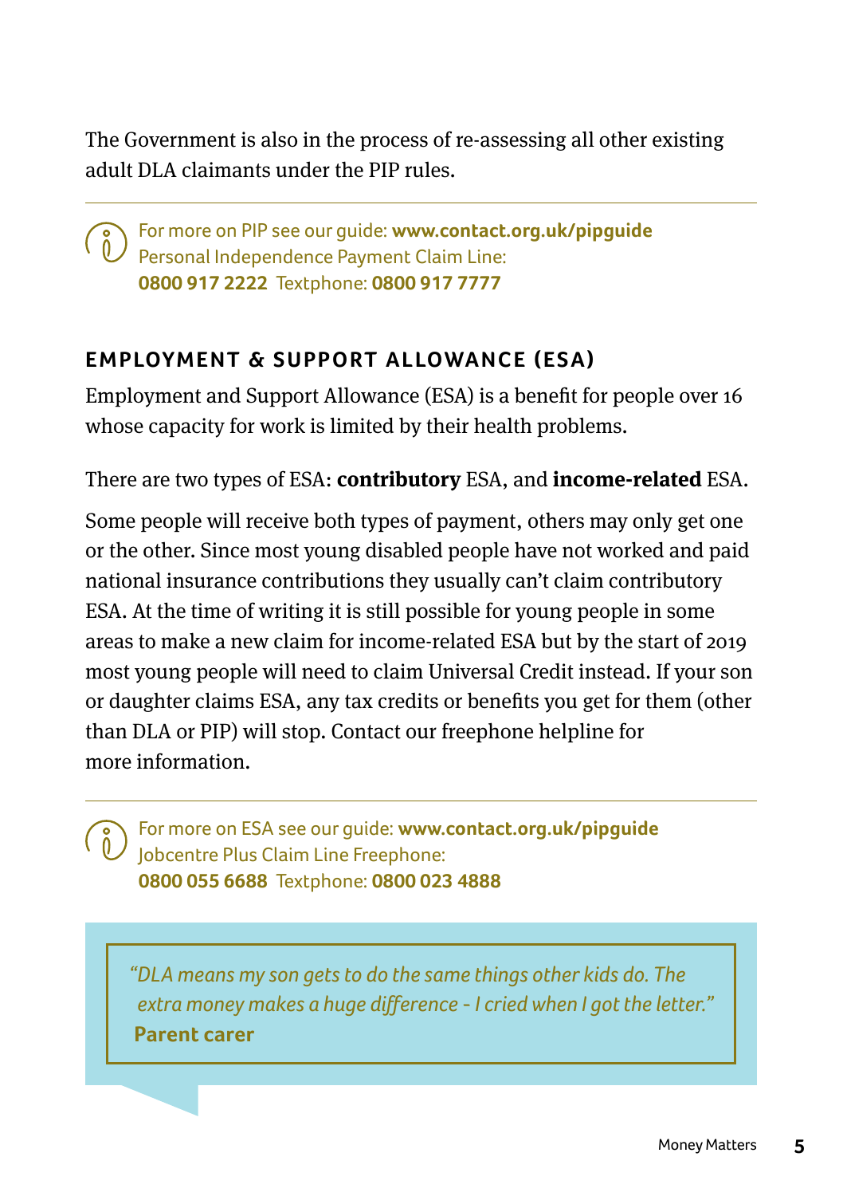The Government is also in the process of re-assessing all other existing adult DLA claimants under the PIP rules.

For more on PIP see our guide: **www.contact.org.uk/pipguide**
Personal Independence Payment Claim Line:
**0800 917 2222** Textphone: **0800 917 7777**

## EMPLOYMENT & SUPPORT ALLOWANCE (ESA)

Employment and Support Allowance (ESA) is a benefit for people over 16 whose capacity for work is limited by their health problems.

There are two types of ESA: **contributory** ESA, and **income-related** ESA.

Some people will receive both types of payment, others may only get one or the other. Since most young disabled people have not worked and paid national insurance contributions they usually can't claim contributory ESA. At the time of writing it is still possible for young people in some areas to make a new claim for income-related ESA but by the start of 2019 most young people will need to claim Universal Credit instead. If your son or daughter claims ESA, any tax credits or benefits you get for them (other than DLA or PIP) will stop. Contact our freephone helpline for more information.

For more on ESA see our guide: **www.contact.org.uk/pipguide**
Jobcentre Plus Claim Line Freephone:
**0800 055 6688** Textphone: **0800 023 4888**

> *"DLA means my son gets to do the same things other kids do. The extra money makes a huge difference - I cried when I got the letter."*
> **Parent carer**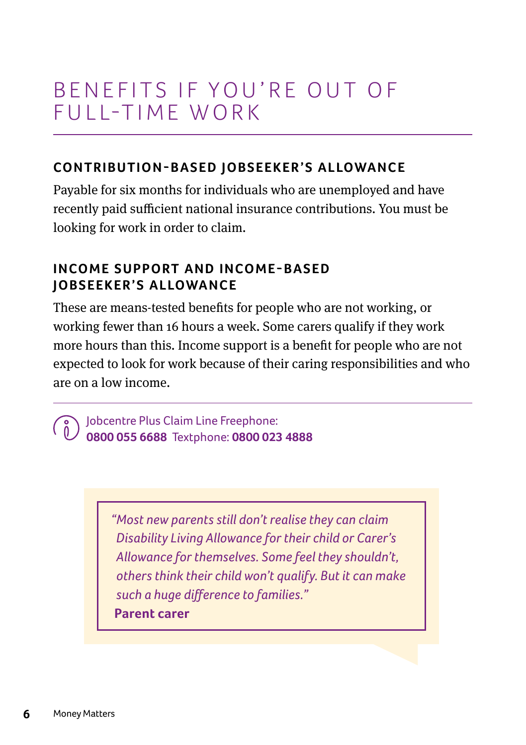# BENEFITS IF YOU'RE OUT OF FULL-TIME WORK

## CONTRIBUTION-BASED JOBSEEKER'S ALLOWANCE

Payable for six months for individuals who are unemployed and have recently paid sufficient national insurance contributions. You must be looking for work in order to claim.

## INCOME SUPPORT AND INCOME-BASED JOBSEEKER'S ALLOWANCE

These are means-tested benefits for people who are not working, or working fewer than 16 hours a week. Some carers qualify if they work more hours than this. Income support is a benefit for people who are not expected to look for work because of their caring responsibilities and who are on a low income.

Jobcentre Plus Claim Line Freephone: **0800 055 6688** Textphone: **0800 023 4888**

> *"Most new parents still don't realise they can claim Disability Living Allowance for their child or Carer's Allowance for themselves. Some feel they shouldn't, others think their child won't qualify. But it can make such a huge difference to families."*
> **Parent carer**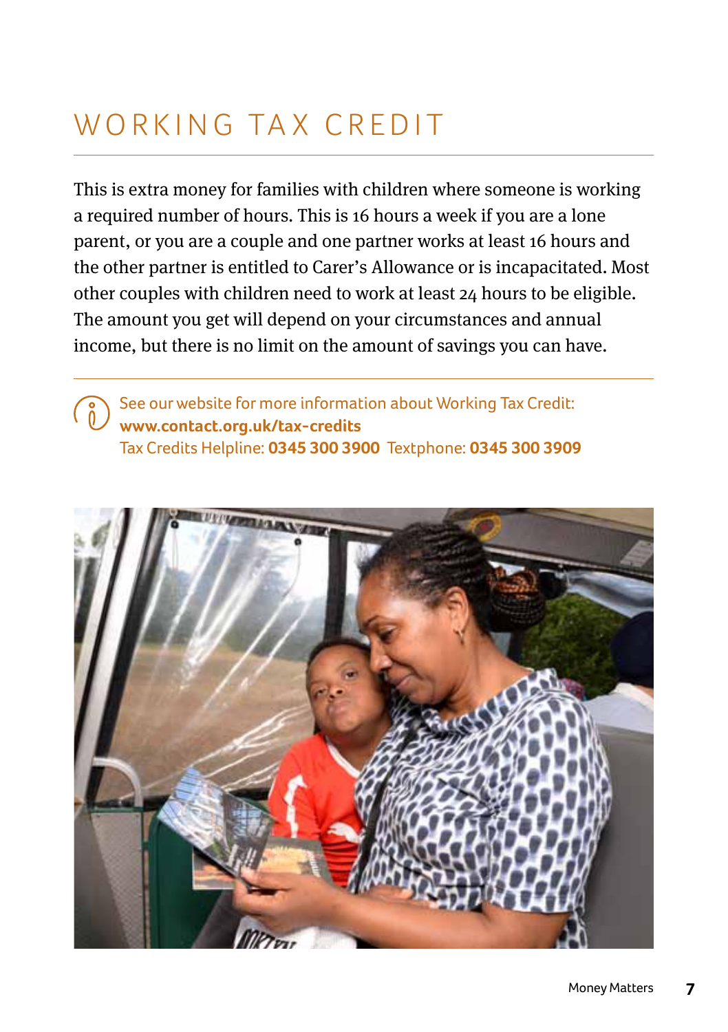# WORKING TAX CREDIT

This is extra money for families with children where someone is working a required number of hours. This is 16 hours a week if you are a lone parent, or you are a couple and one partner works at least 16 hours and the other partner is entitled to Carer's Allowance or is incapacitated. Most other couples with children need to work at least 24 hours to be eligible. The amount you get will depend on your circumstances and annual income, but there is no limit on the amount of savings you can have.

See our website for more information about Working Tax Credit: **www.contact.org.uk/tax-credits**
Tax Credits Helpline: **0345 300 3900** Textphone: **0345 300 3909**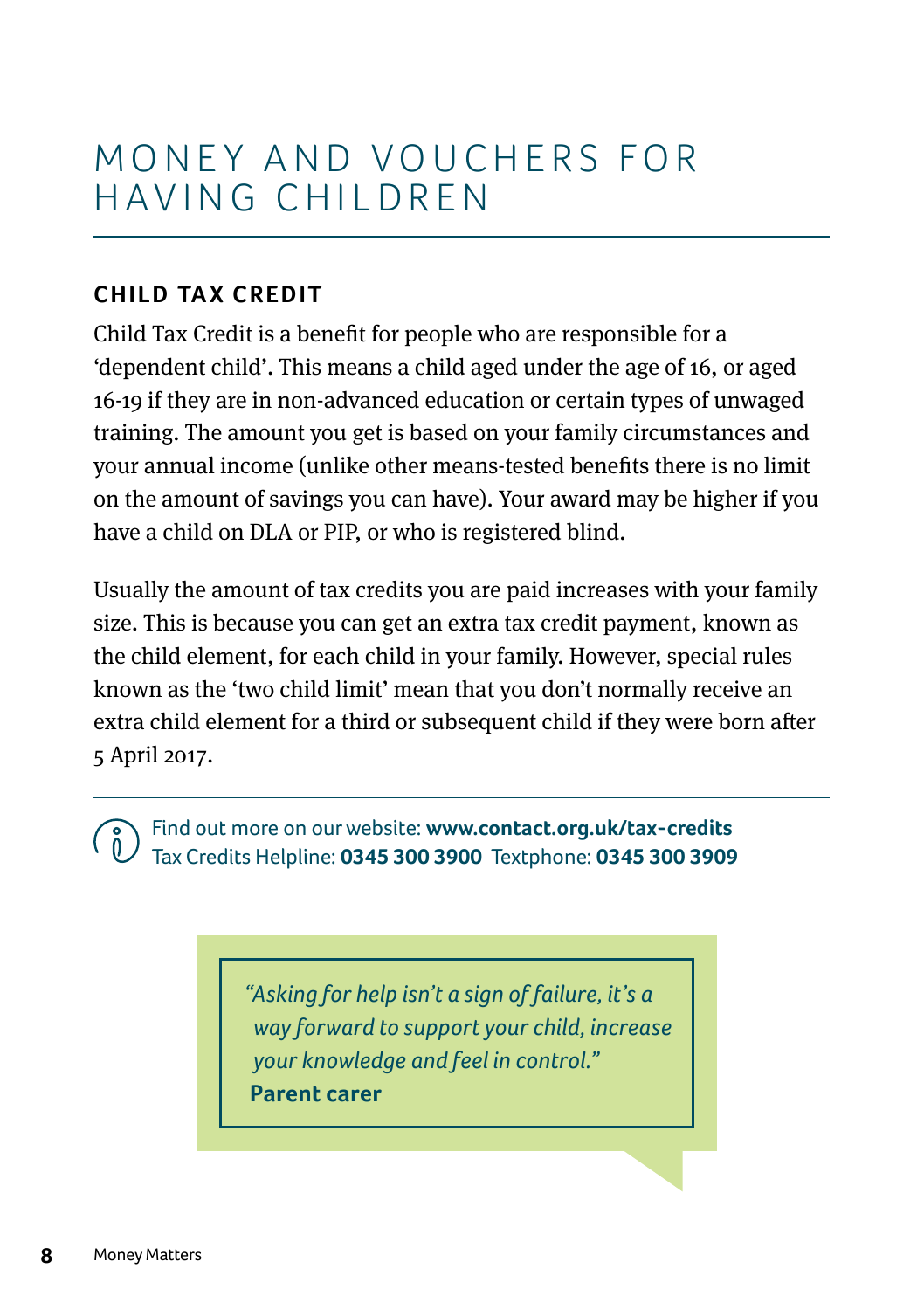# MONEY AND VOUCHERS FOR HAVING CHILDREN

## CHILD TAX CREDIT

Child Tax Credit is a benefit for people who are responsible for a 'dependent child'. This means a child aged under the age of 16, or aged 16-19 if they are in non-advanced education or certain types of unwaged training. The amount you get is based on your family circumstances and your annual income (unlike other means-tested benefits there is no limit on the amount of savings you can have). Your award may be higher if you have a child on DLA or PIP, or who is registered blind.

Usually the amount of tax credits you are paid increases with your family size. This is because you can get an extra tax credit payment, known as the child element, for each child in your family. However, special rules known as the 'two child limit' mean that you don't normally receive an extra child element for a third or subsequent child if they were born after 5 April 2017.

---

Find out more on our website: **www.contact.org.uk/tax-credits**
Tax Credits Helpline: **0345 300 3900** Textphone: **0345 300 3909**

> *"Asking for help isn't a sign of failure, it's a way forward to support your child, increase your knowledge and feel in control."*
> **Parent carer**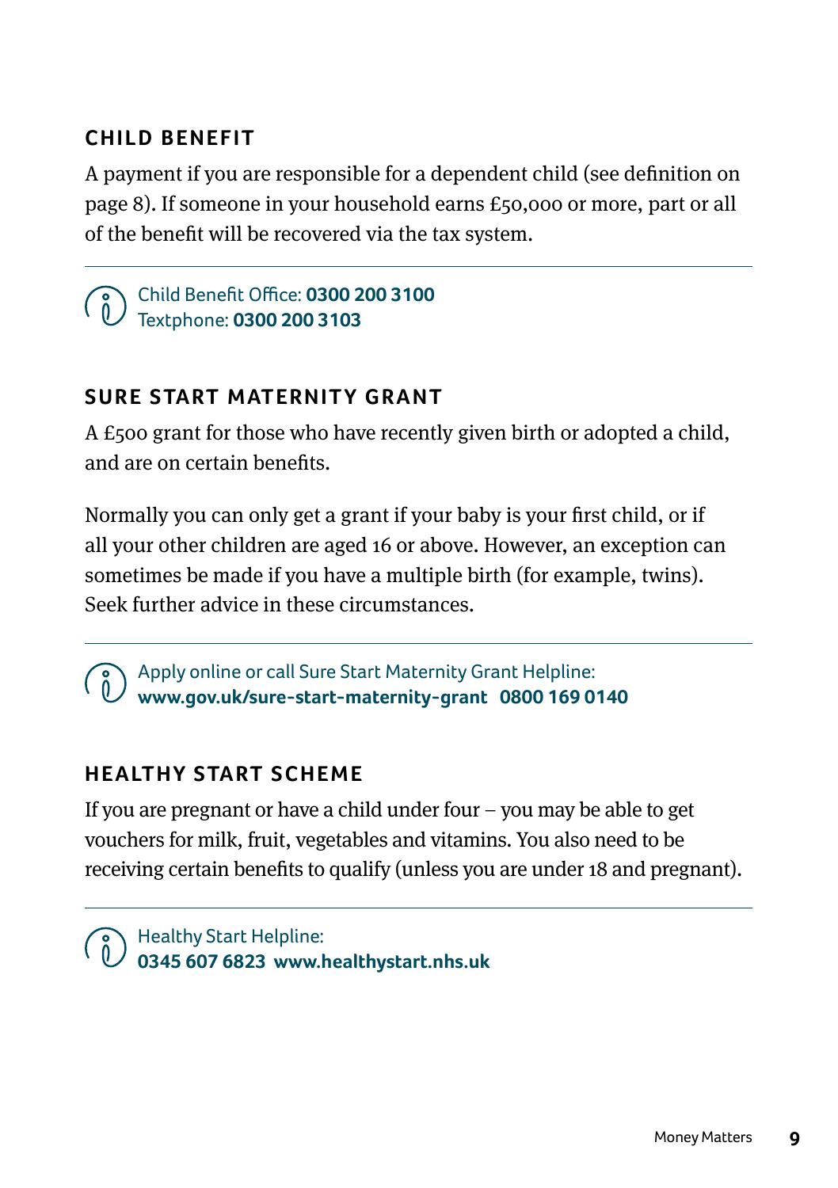## CHILD BENEFIT

A payment if you are responsible for a dependent child (see definition on page 8). If someone in your household earns £50,000 or more, part or all of the benefit will be recovered via the tax system.

---

Child Benefit Office: **0300 200 3100**
Textphone: **0300 200 3103**

## SURE START MATERNITY GRANT

A £500 grant for those who have recently given birth or adopted a child, and are on certain benefits.

Normally you can only get a grant if your baby is your first child, or if all your other children are aged 16 or above. However, an exception can sometimes be made if you have a multiple birth (for example, twins). Seek further advice in these circumstances.

---

Apply online or call Sure Start Maternity Grant Helpline:
**www.gov.uk/sure-start-maternity-grant 0800 169 0140**

## HEALTHY START SCHEME

If you are pregnant or have a child under four – you may be able to get vouchers for milk, fruit, vegetables and vitamins. You also need to be receiving certain benefits to qualify (unless you are under 18 and pregnant).

---

Healthy Start Helpline:
**0345 607 6823 www.healthystart.nhs.uk**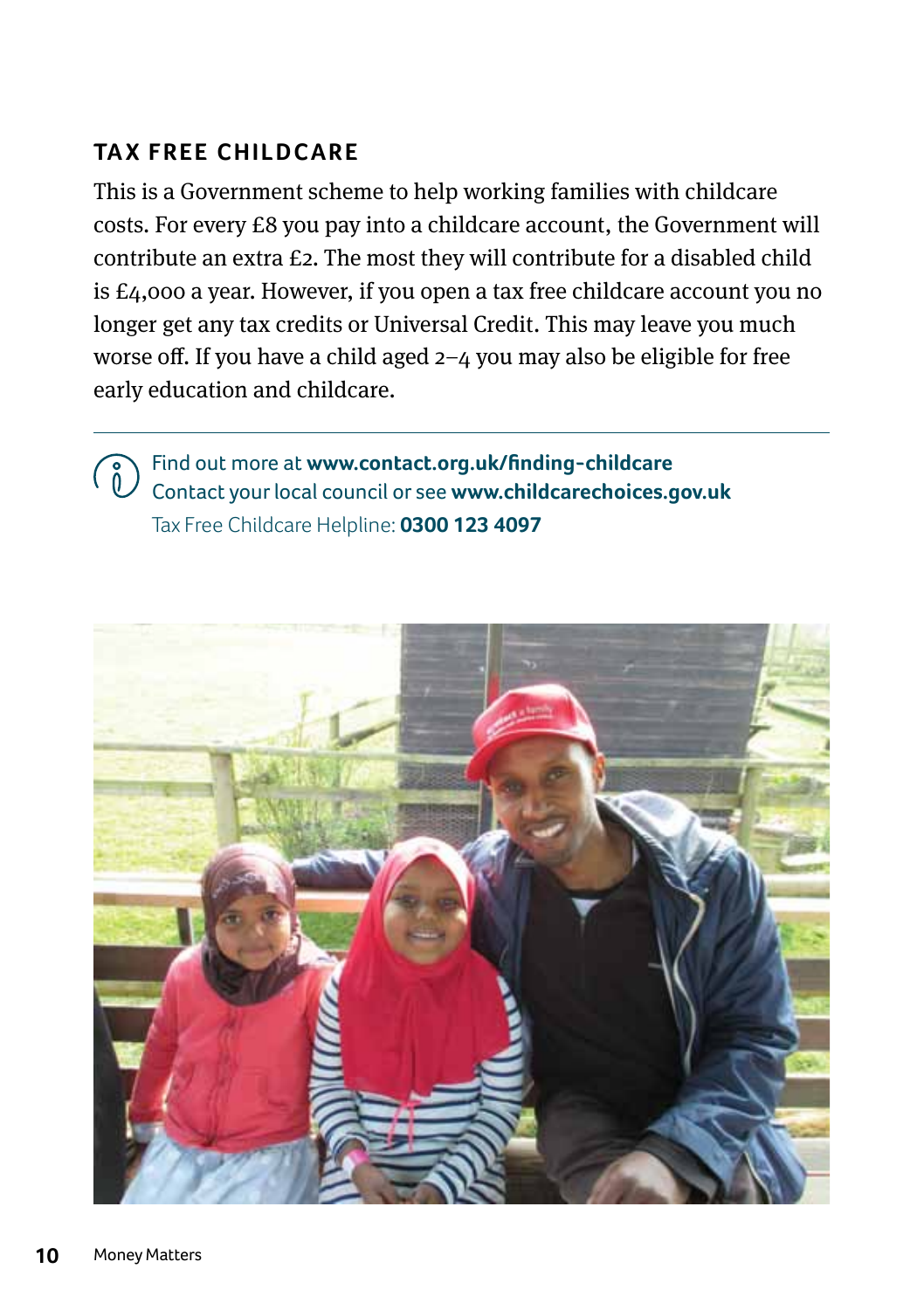## TAX FREE CHILDCARE

This is a Government scheme to help working families with childcare costs. For every £8 you pay into a childcare account, the Government will contribute an extra £2. The most they will contribute for a disabled child is £4,000 a year. However, if you open a tax free childcare account you no longer get any tax credits or Universal Credit. This may leave you much worse off. If you have a child aged 2–4 you may also be eligible for free early education and childcare.

---

Find out more at **www.contact.org.uk/finding-childcare**
Contact your local council or see **www.childcarechoices.gov.uk**
Tax Free Childcare Helpline: **0300 123 4097**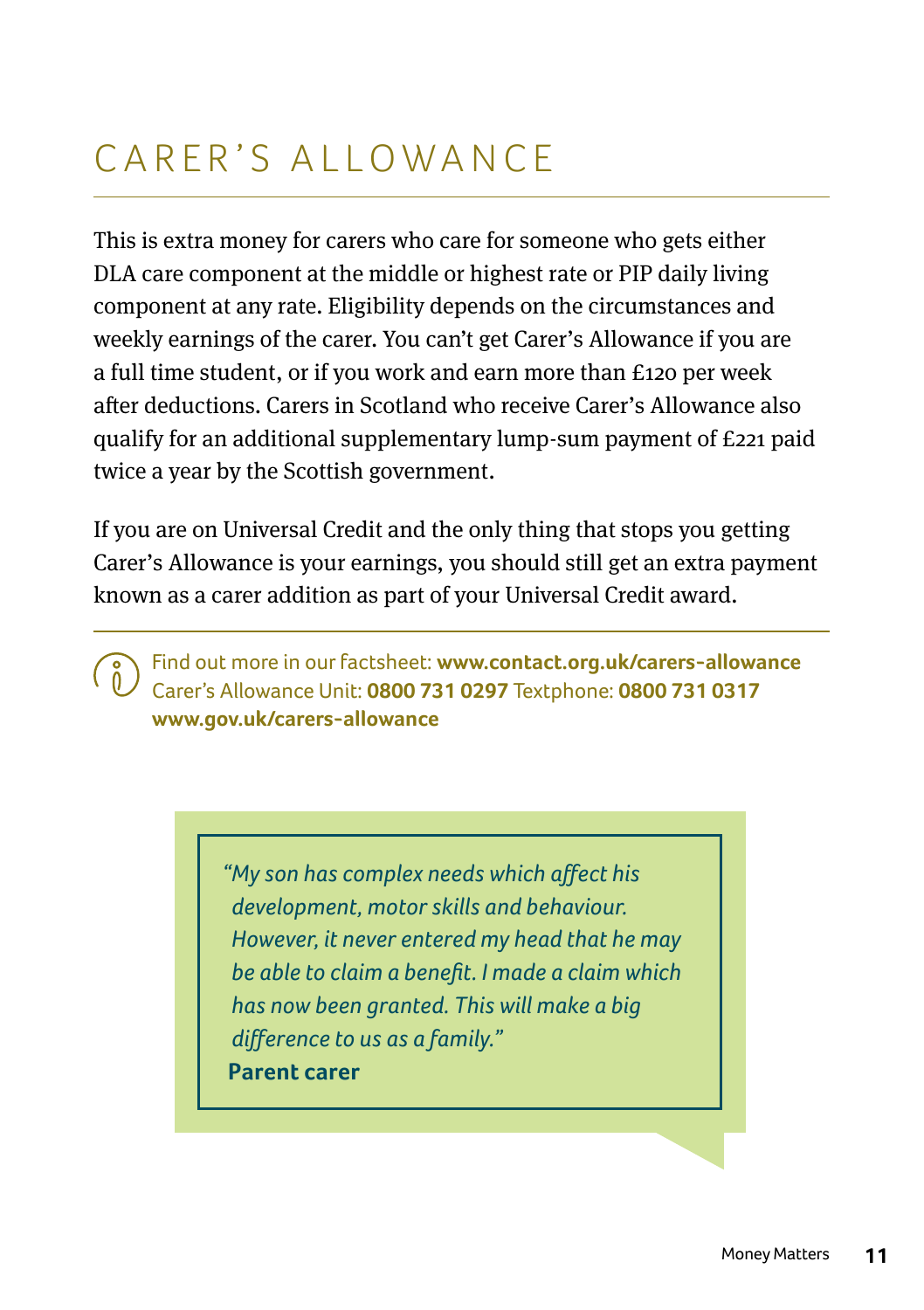# CARER'S ALLOWANCE

This is extra money for carers who care for someone who gets either DLA care component at the middle or highest rate or PIP daily living component at any rate. Eligibility depends on the circumstances and weekly earnings of the carer. You can't get Carer's Allowance if you are a full time student, or if you work and earn more than £120 per week after deductions. Carers in Scotland who receive Carer's Allowance also qualify for an additional supplementary lump-sum payment of £221 paid twice a year by the Scottish government.

If you are on Universal Credit and the only thing that stops you getting Carer's Allowance is your earnings, you should still get an extra payment known as a carer addition as part of your Universal Credit award.

Find out more in our factsheet: **www.contact.org.uk/carers-allowance**
Carer's Allowance Unit: **0800 731 0297** Textphone: **0800 731 0317**
**www.gov.uk/carers-allowance**

*"My son has complex needs which affect his development, motor skills and behaviour. However, it never entered my head that he may be able to claim a benefit. I made a claim which has now been granted. This will make a big difference to us as a family."*
**Parent carer**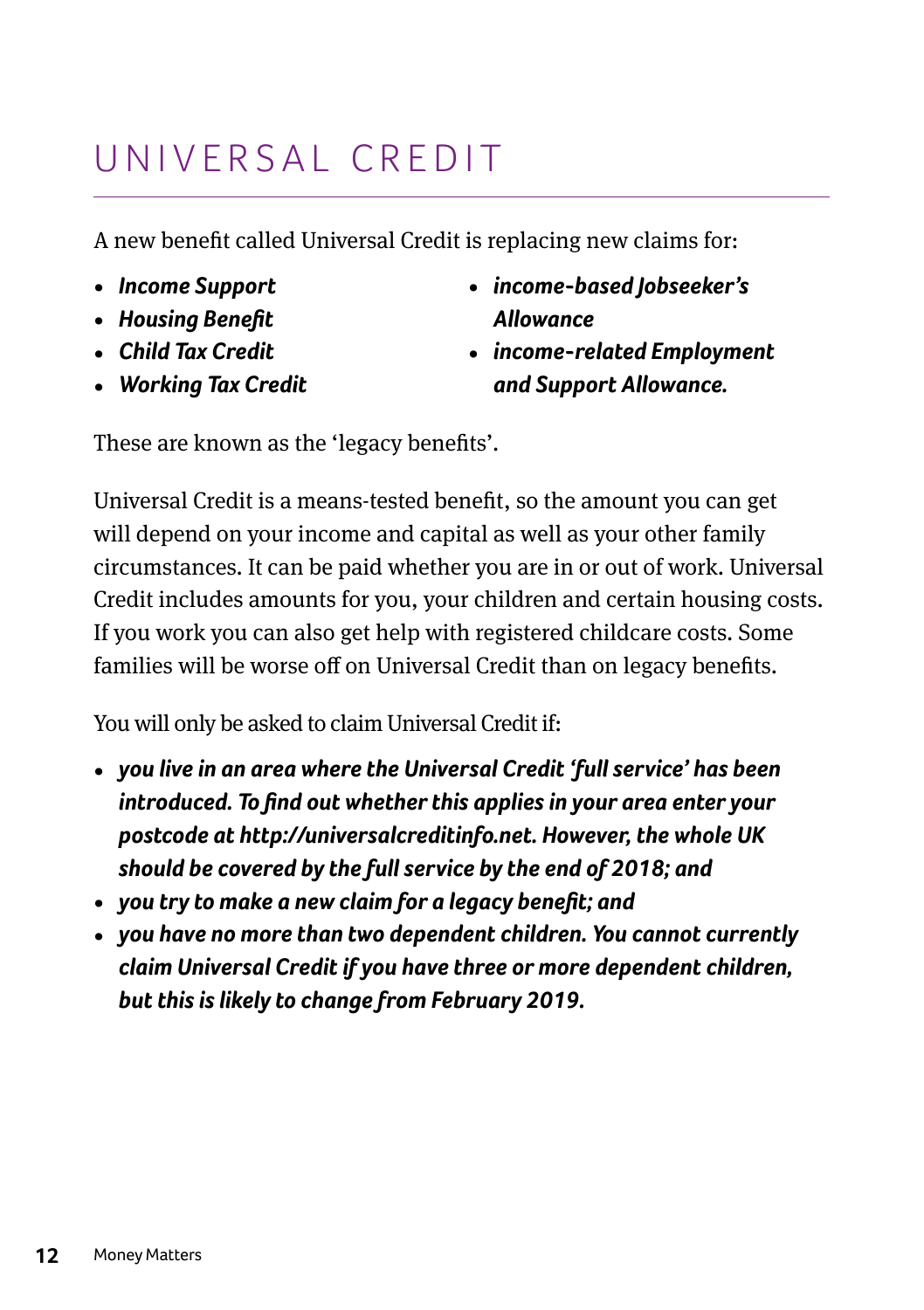# UNIVERSAL CREDIT

A new benefit called Universal Credit is replacing new claims for:

- ***Income Support***
- ***Housing Benefit***
- ***Child Tax Credit***
- ***Working Tax Credit***
- ***income-based Jobseeker's Allowance***
- ***income-related Employment and Support Allowance.***

These are known as the 'legacy benefits'.

Universal Credit is a means-tested benefit, so the amount you can get will depend on your income and capital as well as your other family circumstances. It can be paid whether you are in or out of work. Universal Credit includes amounts for you, your children and certain housing costs. If you work you can also get help with registered childcare costs. Some families will be worse off on Universal Credit than on legacy benefits.

You will only be asked to claim Universal Credit if:

- ***you live in an area where the Universal Credit 'full service' has been introduced. To find out whether this applies in your area enter your postcode at http://universalcreditinfo.net. However, the whole UK should be covered by the full service by the end of 2018; and***
- ***you try to make a new claim for a legacy benefit; and***
- ***you have no more than two dependent children. You cannot currently claim Universal Credit if you have three or more dependent children, but this is likely to change from February 2019.***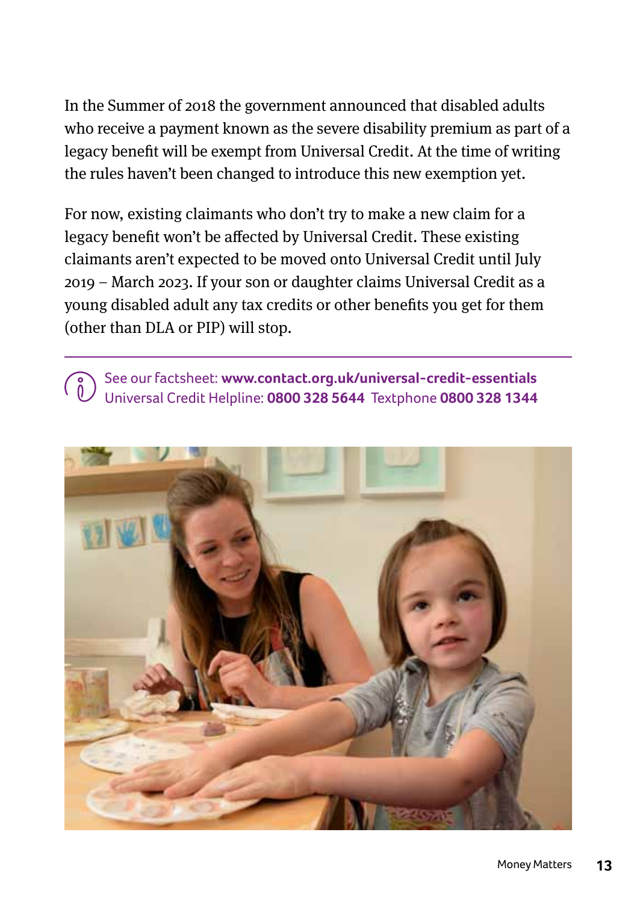In the Summer of 2018 the government announced that disabled adults who receive a payment known as the severe disability premium as part of a legacy benefit will be exempt from Universal Credit. At the time of writing the rules haven't been changed to introduce this new exemption yet.

For now, existing claimants who don't try to make a new claim for a legacy benefit won't be affected by Universal Credit. These existing claimants aren't expected to be moved onto Universal Credit until July 2019 – March 2023. If your son or daughter claims Universal Credit as a young disabled adult any tax credits or other benefits you get for them (other than DLA or PIP) will stop.

---

See our factsheet: **www.contact.org.uk/universal-credit-essentials**
Universal Credit Helpline: **0800 328 5644** Textphone **0800 328 1344**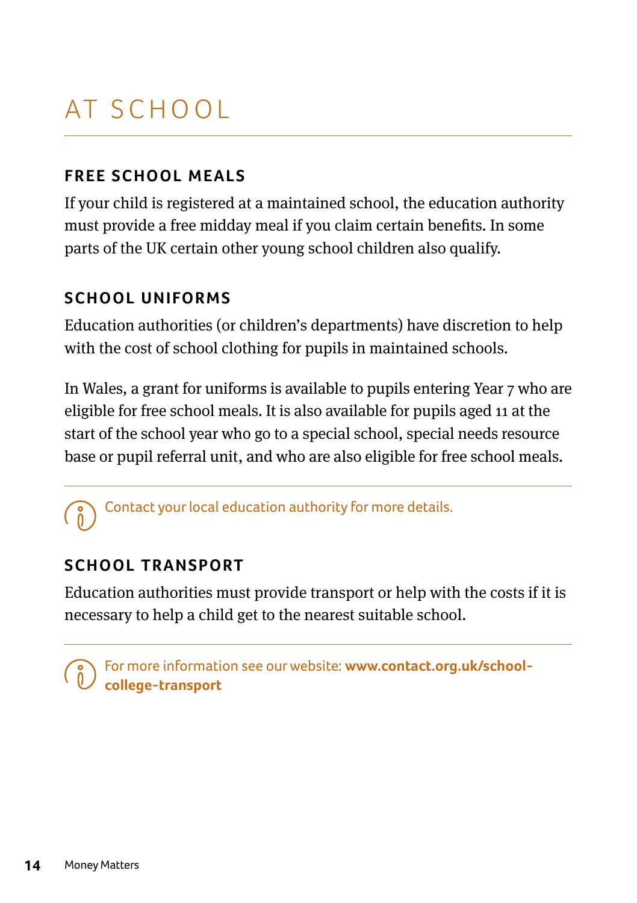# AT SCHOOL

## FREE SCHOOL MEALS

If your child is registered at a maintained school, the education authority must provide a free midday meal if you claim certain benefits. In some parts of the UK certain other young school children also qualify.

## SCHOOL UNIFORMS

Education authorities (or children's departments) have discretion to help with the cost of school clothing for pupils in maintained schools.

In Wales, a grant for uniforms is available to pupils entering Year 7 who are eligible for free school meals. It is also available for pupils aged 11 at the start of the school year who go to a special school, special needs resource base or pupil referral unit, and who are also eligible for free school meals.

Contact your local education authority for more details.

## SCHOOL TRANSPORT

Education authorities must provide transport or help with the costs if it is necessary to help a child get to the nearest suitable school.

For more information see our website: **www.contact.org.uk/school-college-transport**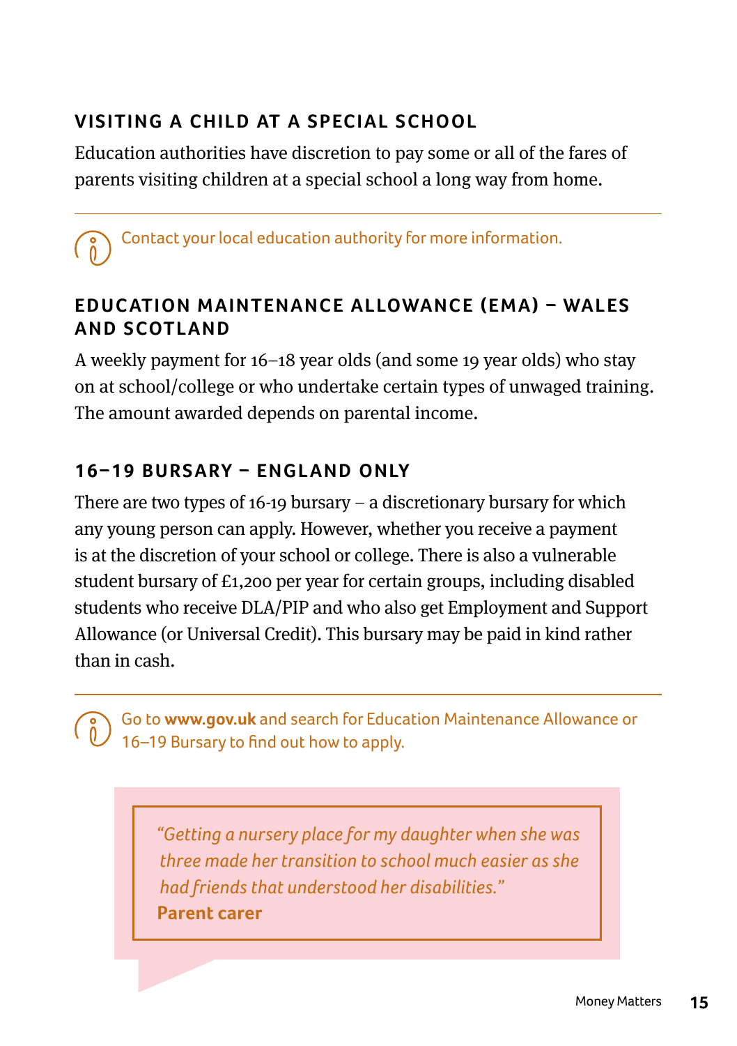## VISITING A CHILD AT A SPECIAL SCHOOL

Education authorities have discretion to pay some or all of the fares of parents visiting children at a special school a long way from home.

Contact your local education authority for more information.

## EDUCATION MAINTENANCE ALLOWANCE (EMA) – WALES AND SCOTLAND

A weekly payment for 16–18 year olds (and some 19 year olds) who stay on at school/college or who undertake certain types of unwaged training. The amount awarded depends on parental income.

## 16–19 BURSARY – ENGLAND ONLY

There are two types of 16-19 bursary – a discretionary bursary for which any young person can apply. However, whether you receive a payment is at the discretion of your school or college. There is also a vulnerable student bursary of £1,200 per year for certain groups, including disabled students who receive DLA/PIP and who also get Employment and Support Allowance (or Universal Credit). This bursary may be paid in kind rather than in cash.

Go to **www.gov.uk** and search for Education Maintenance Allowance or 16–19 Bursary to find out how to apply.

> *"Getting a nursery place for my daughter when she was three made her transition to school much easier as she had friends that understood her disabilities."*
> **Parent carer**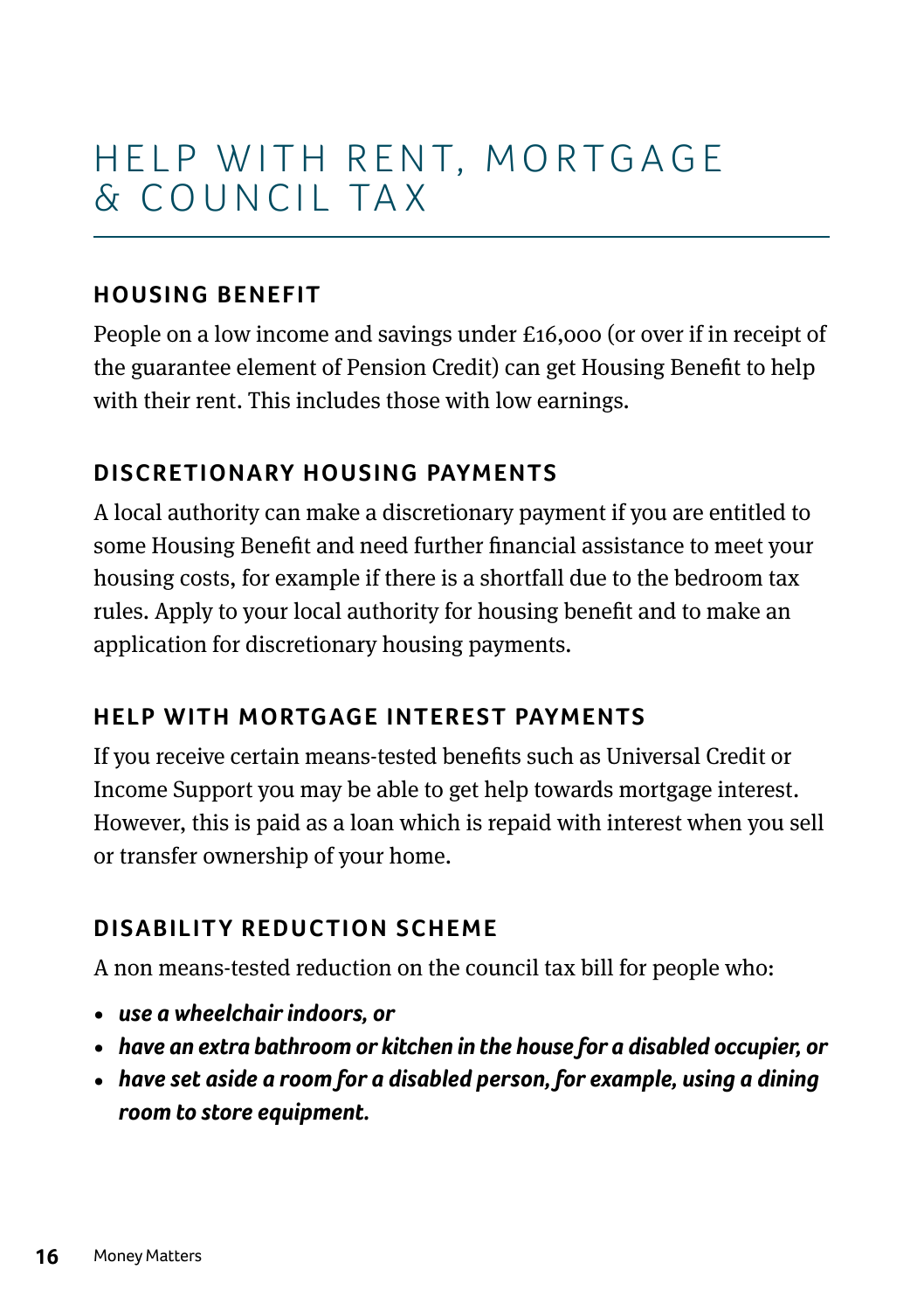# HELP WITH RENT, MORTGAGE & COUNCIL TAX

## HOUSING BENEFIT

People on a low income and savings under £16,000 (or over if in receipt of the guarantee element of Pension Credit) can get Housing Benefit to help with their rent. This includes those with low earnings.

## DISCRETIONARY HOUSING PAYMENTS

A local authority can make a discretionary payment if you are entitled to some Housing Benefit and need further financial assistance to meet your housing costs, for example if there is a shortfall due to the bedroom tax rules. Apply to your local authority for housing benefit and to make an application for discretionary housing payments.

## HELP WITH MORTGAGE INTEREST PAYMENTS

If you receive certain means-tested benefits such as Universal Credit or Income Support you may be able to get help towards mortgage interest. However, this is paid as a loan which is repaid with interest when you sell or transfer ownership of your home.

## DISABILITY REDUCTION SCHEME

A non means-tested reduction on the council tax bill for people who:

- ***use a wheelchair indoors, or***
- ***have an extra bathroom or kitchen in the house for a disabled occupier, or***
- ***have set aside a room for a disabled person, for example, using a dining room to store equipment.***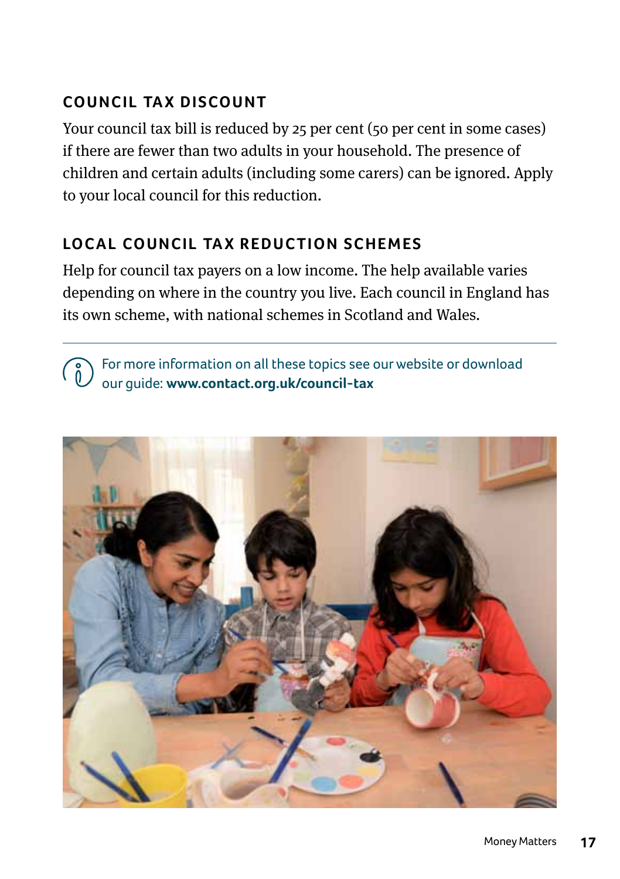## COUNCIL TAX DISCOUNT

Your council tax bill is reduced by 25 per cent (50 per cent in some cases) if there are fewer than two adults in your household. The presence of children and certain adults (including some carers) can be ignored. Apply to your local council for this reduction.

## LOCAL COUNCIL TAX REDUCTION SCHEMES

Help for council tax payers on a low income. The help available varies depending on where in the country you live. Each council in England has its own scheme, with national schemes in Scotland and Wales.

---

For more information on all these topics see our website or download our guide: **www.contact.org.uk/council-tax**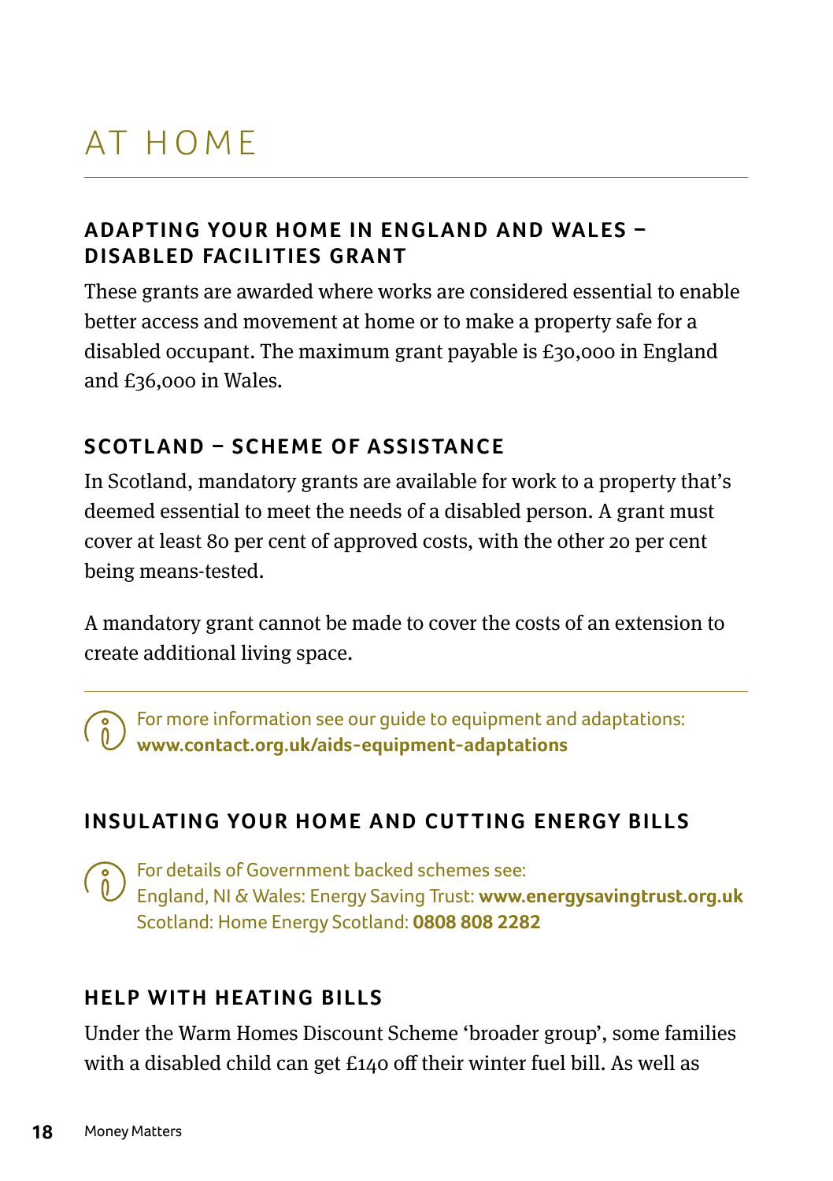# AT HOME

## ADAPTING YOUR HOME IN ENGLAND AND WALES – DISABLED FACILITIES GRANT

These grants are awarded where works are considered essential to enable better access and movement at home or to make a property safe for a disabled occupant. The maximum grant payable is £30,000 in England and £36,000 in Wales.

## SCOTLAND – SCHEME OF ASSISTANCE

In Scotland, mandatory grants are available for work to a property that's deemed essential to meet the needs of a disabled person. A grant must cover at least 80 per cent of approved costs, with the other 20 per cent being means-tested.

A mandatory grant cannot be made to cover the costs of an extension to create additional living space.

For more information see our guide to equipment and adaptations: **www.contact.org.uk/aids-equipment-adaptations**

## INSULATING YOUR HOME AND CUTTING ENERGY BILLS

For details of Government backed schemes see:
England, NI & Wales: Energy Saving Trust: **www.energysavingtrust.org.uk**
Scotland: Home Energy Scotland: **0808 808 2282**

## HELP WITH HEATING BILLS

Under the Warm Homes Discount Scheme 'broader group', some families with a disabled child can get £140 off their winter fuel bill. As well as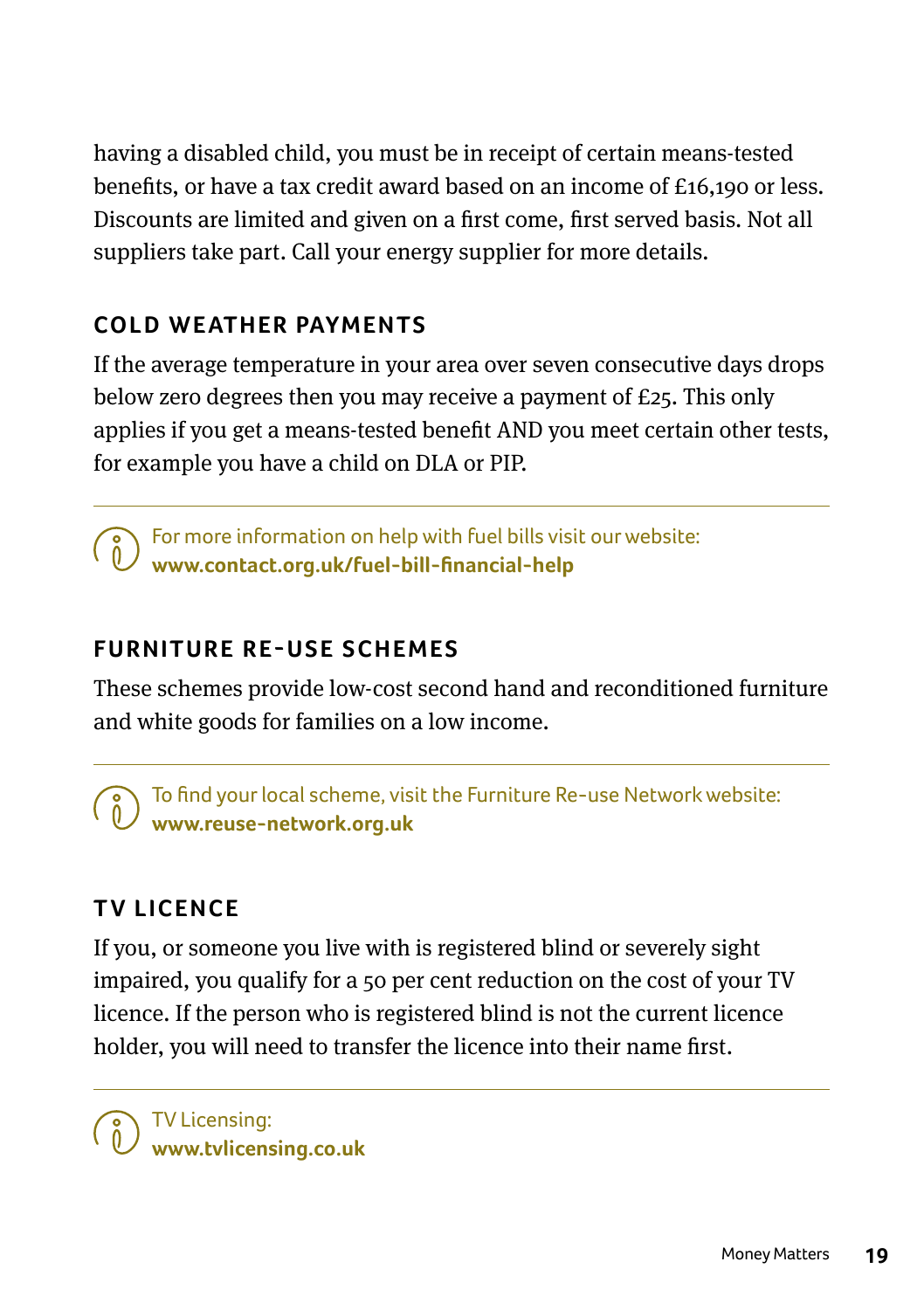having a disabled child, you must be in receipt of certain means-tested benefits, or have a tax credit award based on an income of £16,190 or less. Discounts are limited and given on a first come, first served basis. Not all suppliers take part. Call your energy supplier for more details.

### COLD WEATHER PAYMENTS

If the average temperature in your area over seven consecutive days drops below zero degrees then you may receive a payment of £25. This only applies if you get a means-tested benefit AND you meet certain other tests, for example you have a child on DLA or PIP.

For more information on help with fuel bills visit our website:
**www.contact.org.uk/fuel-bill-financial-help**

### FURNITURE RE-USE SCHEMES

These schemes provide low-cost second hand and reconditioned furniture and white goods for families on a low income.

To find your local scheme, visit the Furniture Re-use Network website:
**www.reuse-network.org.uk**

### TV LICENCE

If you, or someone you live with is registered blind or severely sight impaired, you qualify for a 50 per cent reduction on the cost of your TV licence. If the person who is registered blind is not the current licence holder, you will need to transfer the licence into their name first.

TV Licensing:
**www.tvlicensing.co.uk**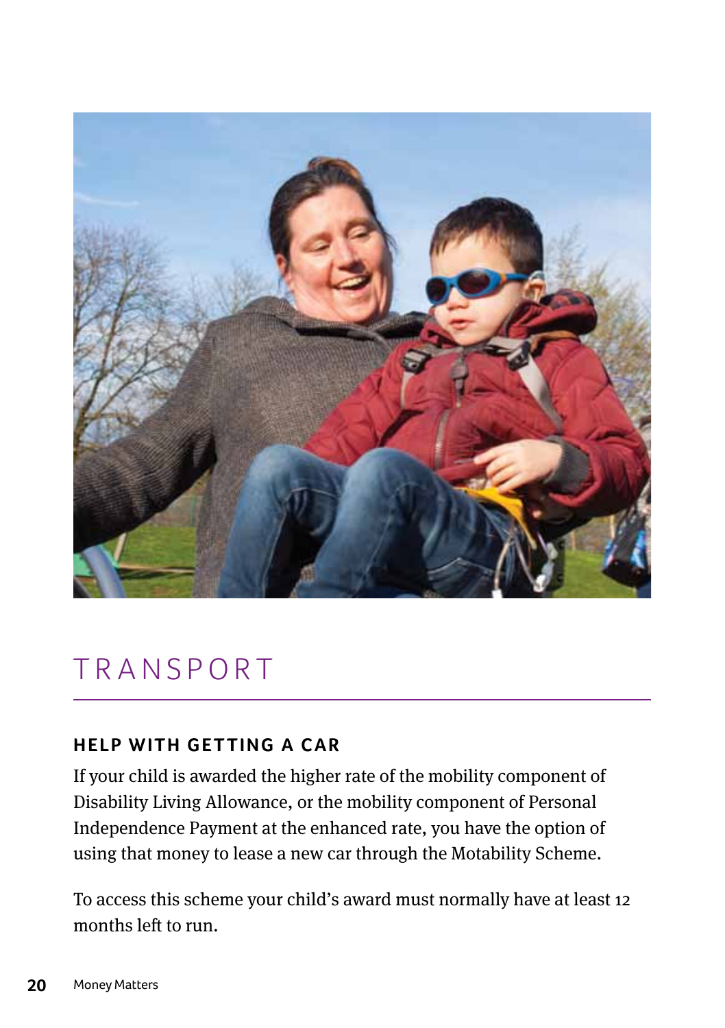# TRANSPORT

## HELP WITH GETTING A CAR

If your child is awarded the higher rate of the mobility component of Disability Living Allowance, or the mobility component of Personal Independence Payment at the enhanced rate, you have the option of using that money to lease a new car through the Motability Scheme.

To access this scheme your child's award must normally have at least 12 months left to run.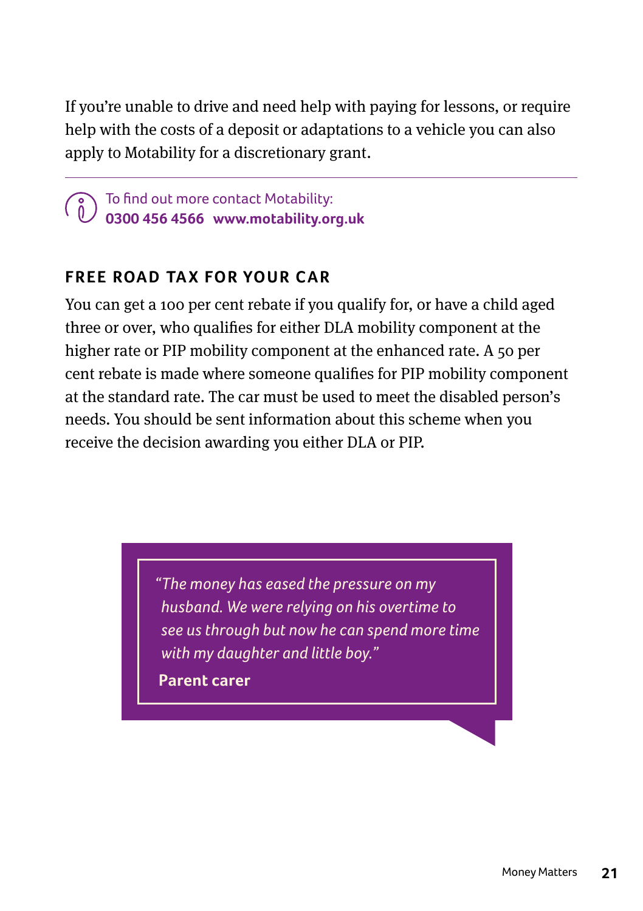If you're unable to drive and need help with paying for lessons, or require help with the costs of a deposit or adaptations to a vehicle you can also apply to Motability for a discretionary grant.

---

To find out more contact Motability:
**0300 456 4566 www.motability.org.uk**

## FREE ROAD TAX FOR YOUR CAR

You can get a 100 per cent rebate if you qualify for, or have a child aged three or over, who qualifies for either DLA mobility component at the higher rate or PIP mobility component at the enhanced rate. A 50 per cent rebate is made where someone qualifies for PIP mobility component at the standard rate. The car must be used to meet the disabled person's needs. You should be sent information about this scheme when you receive the decision awarding you either DLA or PIP.

> *"The money has eased the pressure on my husband. We were relying on his overtime to see us through but now he can spend more time with my daughter and little boy."*
>
> **Parent carer**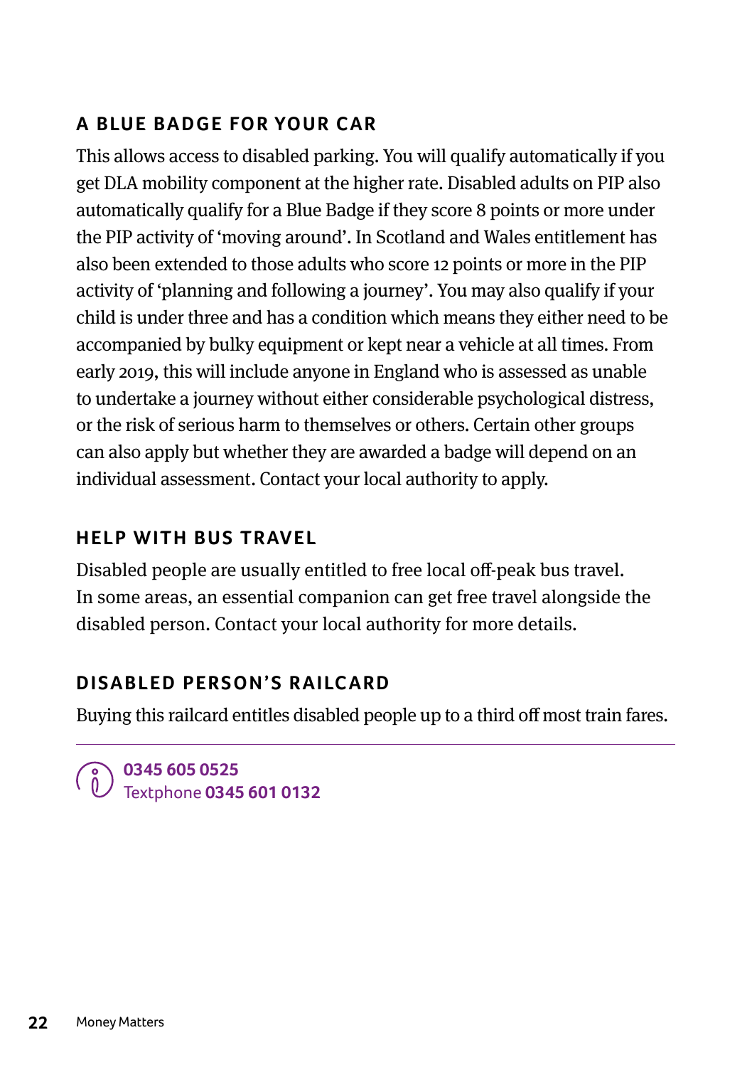### A BLUE BADGE FOR YOUR CAR

This allows access to disabled parking. You will qualify automatically if you get DLA mobility component at the higher rate. Disabled adults on PIP also automatically qualify for a Blue Badge if they score 8 points or more under the PIP activity of 'moving around'. In Scotland and Wales entitlement has also been extended to those adults who score 12 points or more in the PIP activity of 'planning and following a journey'. You may also qualify if your child is under three and has a condition which means they either need to be accompanied by bulky equipment or kept near a vehicle at all times. From early 2019, this will include anyone in England who is assessed as unable to undertake a journey without either considerable psychological distress, or the risk of serious harm to themselves or others. Certain other groups can also apply but whether they are awarded a badge will depend on an individual assessment. Contact your local authority to apply.

### HELP WITH BUS TRAVEL

Disabled people are usually entitled to free local off-peak bus travel. In some areas, an essential companion can get free travel alongside the disabled person. Contact your local authority for more details.

### DISABLED PERSON'S RAILCARD

Buying this railcard entitles disabled people up to a third off most train fares.

---

**0345 605 0525**
Textphone **0345 601 0132**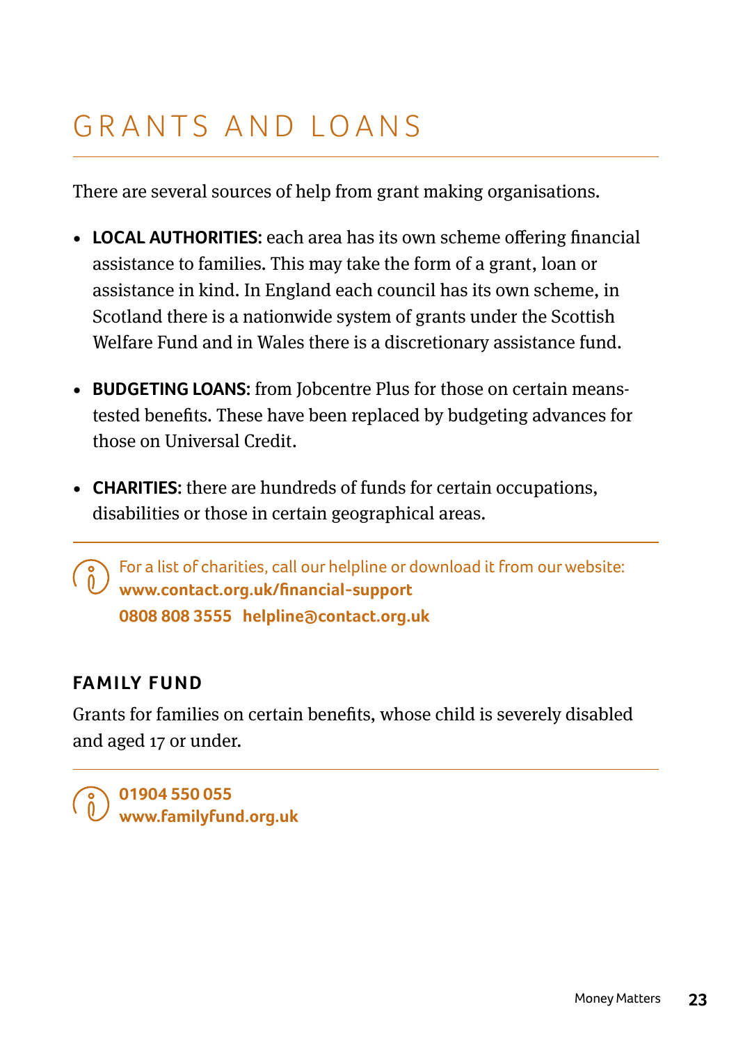# GRANTS AND LOANS

There are several sources of help from grant making organisations.

- **LOCAL AUTHORITIES**: each area has its own scheme offering financial assistance to families. This may take the form of a grant, loan or assistance in kind. In England each council has its own scheme, in Scotland there is a nationwide system of grants under the Scottish Welfare Fund and in Wales there is a discretionary assistance fund.
- **BUDGETING LOANS**: from Jobcentre Plus for those on certain means-tested benefits. These have been replaced by budgeting advances for those on Universal Credit.
- **CHARITIES**: there are hundreds of funds for certain occupations, disabilities or those in certain geographical areas.

For a list of charities, call our helpline or download it from our website:
**www.contact.org.uk/financial-support**
**0808 808 3555 helpline@contact.org.uk**

## FAMILY FUND

Grants for families on certain benefits, whose child is severely disabled and aged 17 or under.

**01904 550 055**
**www.familyfund.org.uk**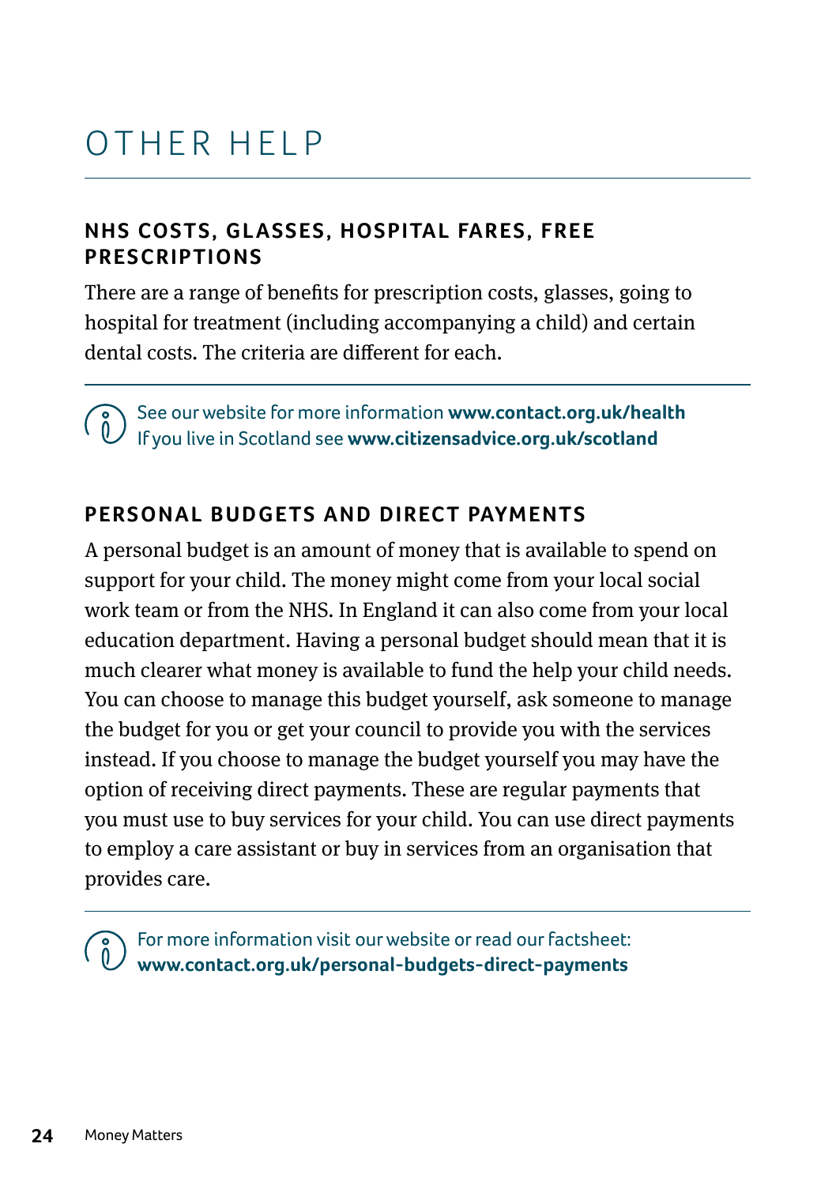# OTHER HELP

## NHS COSTS, GLASSES, HOSPITAL FARES, FREE PRESCRIPTIONS

There are a range of benefits for prescription costs, glasses, going to hospital for treatment (including accompanying a child) and certain dental costs. The criteria are different for each.

See our website for more information **www.contact.org.uk/health**
If you live in Scotland see **www.citizensadvice.org.uk/scotland**

## PERSONAL BUDGETS AND DIRECT PAYMENTS

A personal budget is an amount of money that is available to spend on support for your child. The money might come from your local social work team or from the NHS. In England it can also come from your local education department. Having a personal budget should mean that it is much clearer what money is available to fund the help your child needs. You can choose to manage this budget yourself, ask someone to manage the budget for you or get your council to provide you with the services instead. If you choose to manage the budget yourself you may have the option of receiving direct payments. These are regular payments that you must use to buy services for your child. You can use direct payments to employ a care assistant or buy in services from an organisation that provides care.

For more information visit our website or read our factsheet:
**www.contact.org.uk/personal-budgets-direct-payments**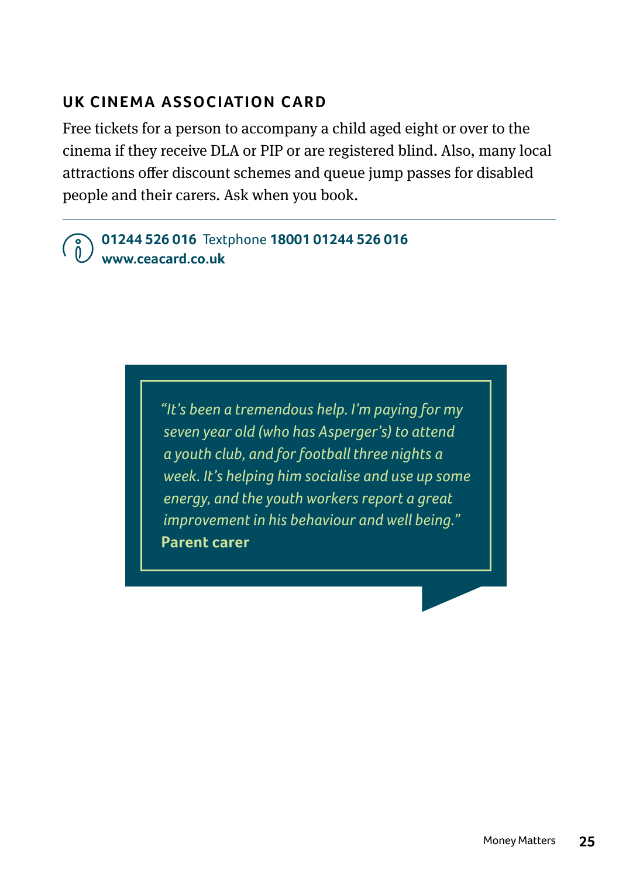## UK CINEMA ASSOCIATION CARD

Free tickets for a person to accompany a child aged eight or over to the cinema if they receive DLA or PIP or are registered blind. Also, many local attractions offer discount schemes and queue jump passes for disabled people and their carers. Ask when you book.

**01244 526 016** Textphone **18001 01244 526 016**
**www.ceacard.co.uk**

> *"It's been a tremendous help. I'm paying for my seven year old (who has Asperger's) to attend a youth club, and for football three nights a week. It's helping him socialise and use up some energy, and the youth workers report a great improvement in his behaviour and well being."*
> **Parent carer**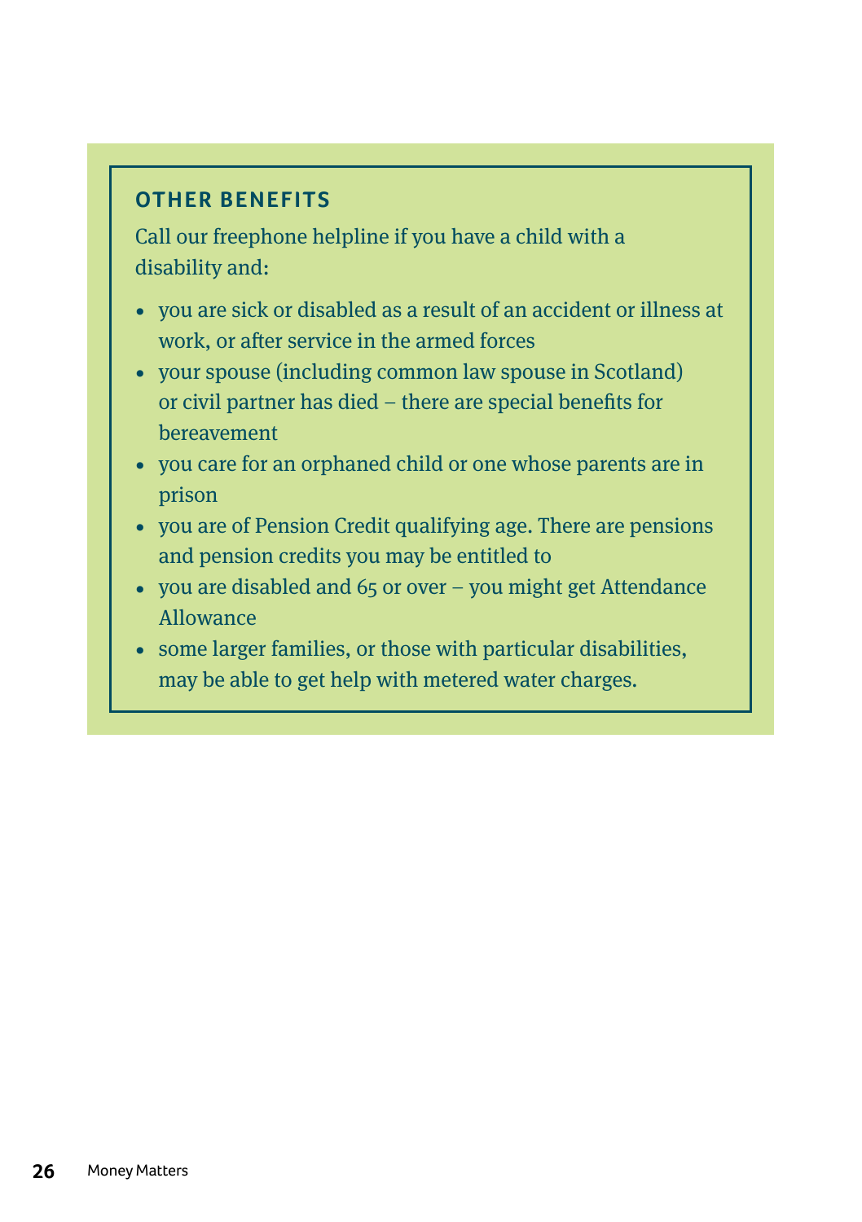## OTHER BENEFITS

Call our freephone helpline if you have a child with a disability and:

- you are sick or disabled as a result of an accident or illness at work, or after service in the armed forces
- your spouse (including common law spouse in Scotland) or civil partner has died – there are special benefits for bereavement
- you care for an orphaned child or one whose parents are in prison
- you are of Pension Credit qualifying age. There are pensions and pension credits you may be entitled to
- you are disabled and 65 or over – you might get Attendance Allowance
- some larger families, or those with particular disabilities, may be able to get help with metered water charges.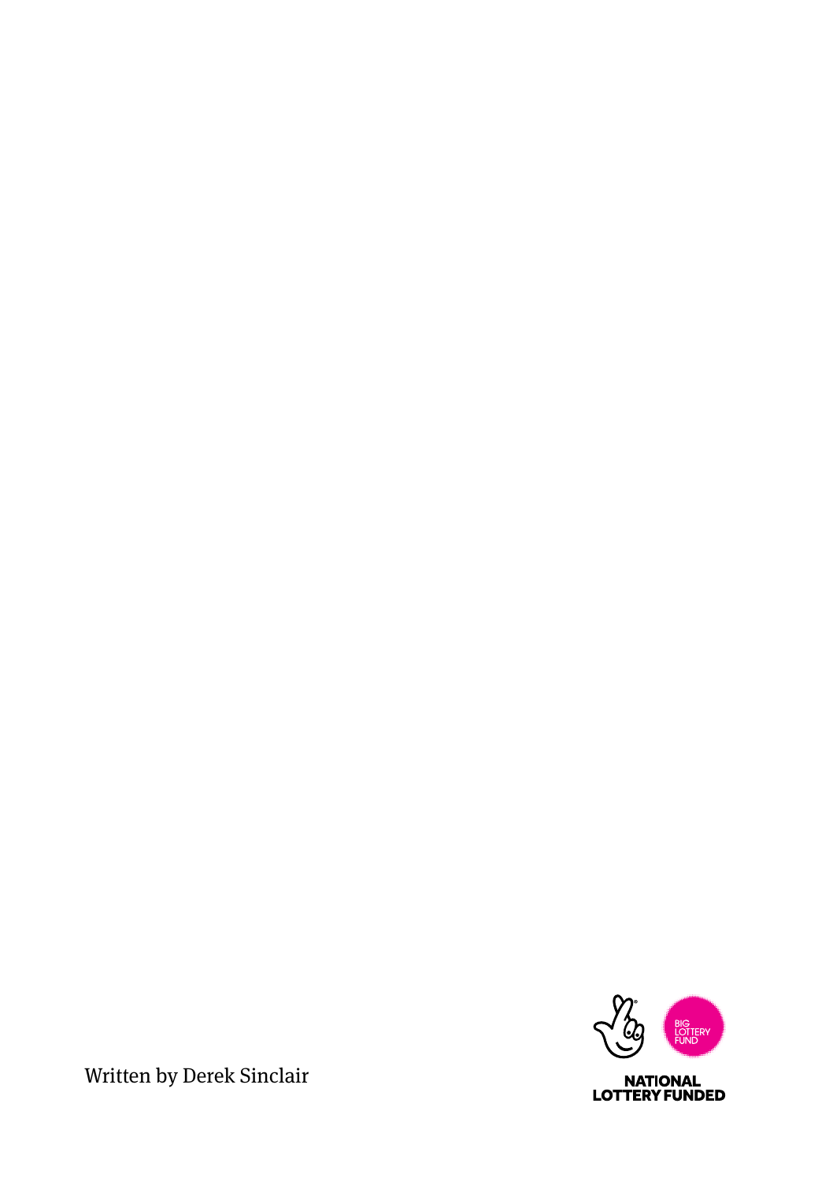Written by Derek Sinclair

BIG LOTTERY FUND

NATIONAL LOTTERY FUNDED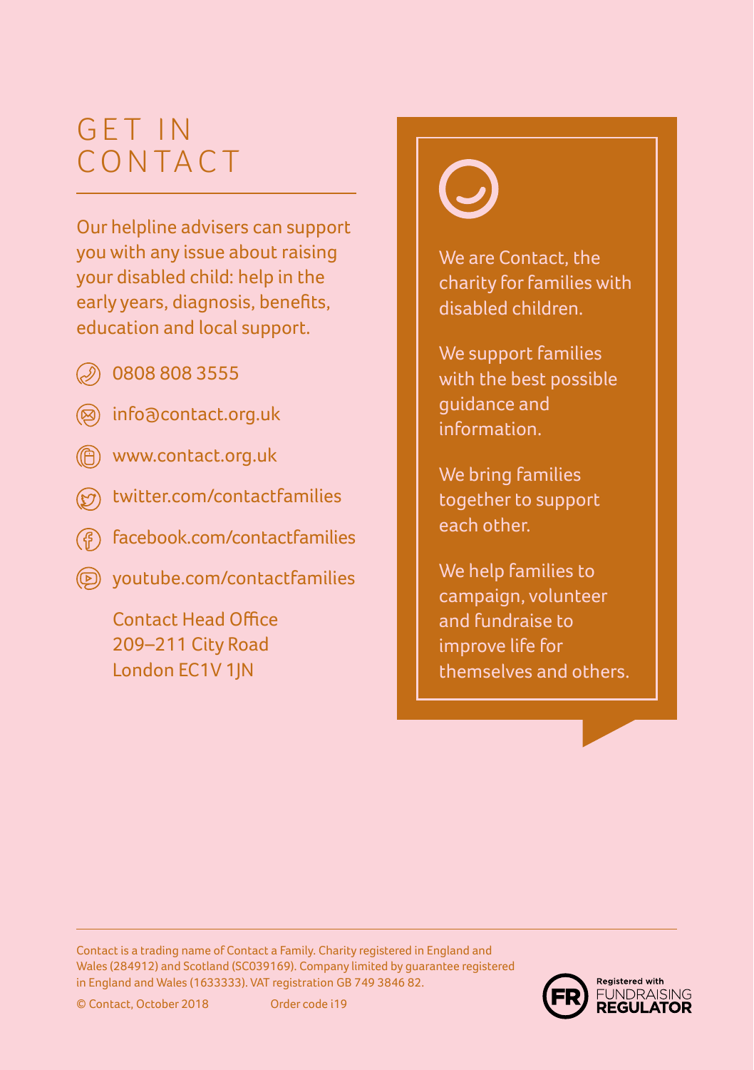# GET IN CONTACT

Our helpline advisers can support you with any issue about raising your disabled child: help in the early years, diagnosis, benefits, education and local support.

- 0808 808 3555
- info@contact.org.uk
- www.contact.org.uk
- twitter.com/contactfamilies
- facebook.com/contactfamilies
- youtube.com/contactfamilies

Contact Head Office
209–211 City Road
London EC1V 1JN

We are Contact, the charity for families with disabled children.

We support families with the best possible guidance and information.

We bring families together to support each other.

We help families to campaign, volunteer and fundraise to improve life for themselves and others.

Contact is a trading name of Contact a Family. Charity registered in England and Wales (284912) and Scotland (SC039169). Company limited by guarantee registered in England and Wales (1633333). VAT registration GB 749 3846 82.

© Contact, October 2018 Order code i19

Registered with FUNDRAISING REGULATOR